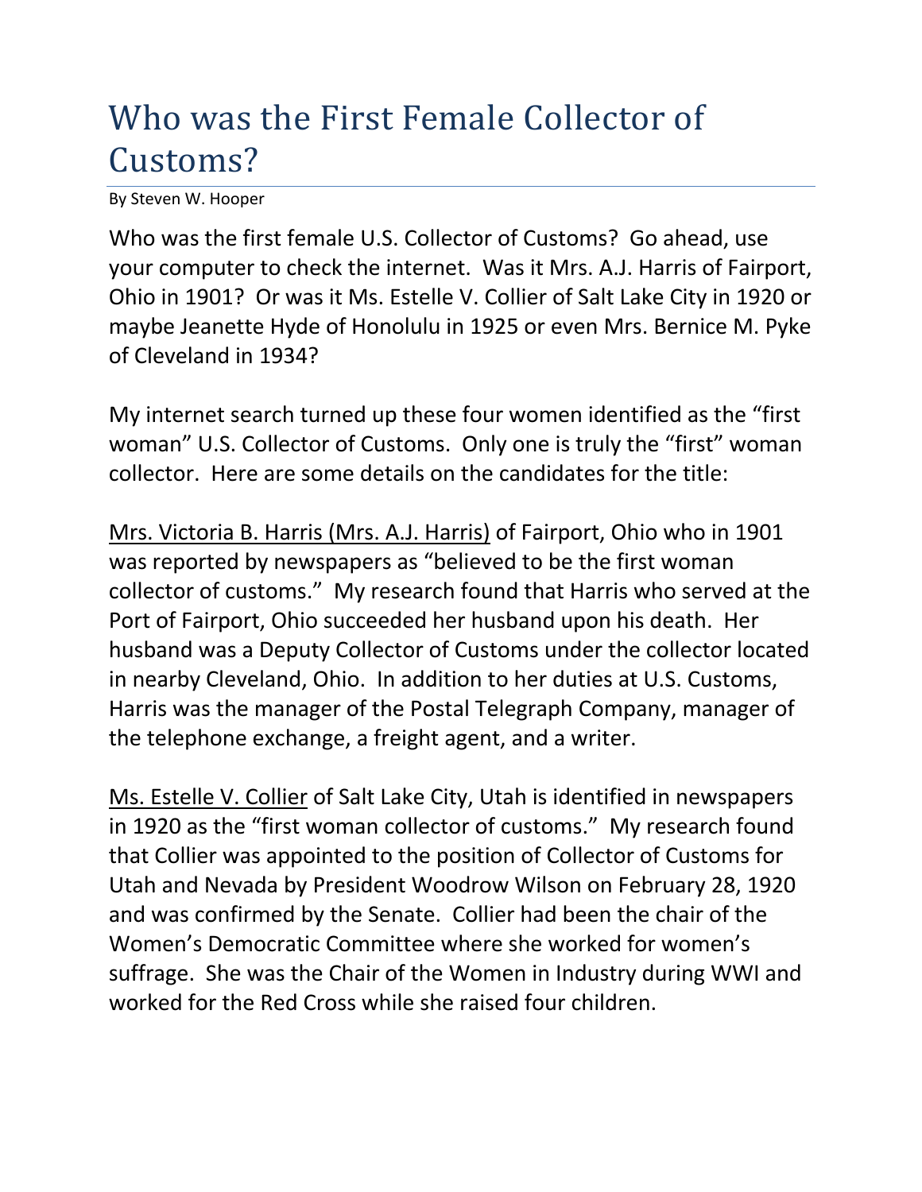# Who was the First Female Collector of Customs?

By Steven W. Hooper

Who was the first female U.S. Collector of Customs? Go ahead, use your computer to check the internet. Was it Mrs. A.J. Harris of Fairport, Ohio in 1901? Or was it Ms. Estelle V. Collier of Salt Lake City in 1920 or maybe Jeanette Hyde of Honolulu in 1925 or even Mrs. Bernice M. Pyke of Cleveland in 1934?

My internet search turned up these four women identified as the "first woman" U.S. Collector of Customs. Only one is truly the "first" woman collector. Here are some details on the candidates for the title:

<u>Mrs. Victoria B. Harris (Mrs. A.J. Harris)</u> of Fairport, Ohio who in 1901 was reported by newspapers as "believed to be the first woman collector of customs." My research found that Harris who served at the Port of Fairport, Ohio succeeded her husband upon his death. Her husband was a Deputy Collector of Customs under the collector located in nearby Cleveland, Ohio. In addition to her duties at U.S. Customs, Harris was the manager of the Postal Telegraph Company, manager of the telephone exchange, a freight agent, and a writer.

<u>Ms. Estelle V. Collier</u> of Salt Lake City, Utah is identified in newspapers in 1920 as the "first woman collector of customs." My research found that Collier was appointed to the position of Collector of Customs for Utah and Nevada by President Woodrow Wilson on February 28, 1920 and was confirmed by the Senate. Collier had been the chair of the Women's Democratic Committee where she worked for women's suffrage. She was the Chair of the Women in Industry during WWI and worked for the Red Cross while she raised four children.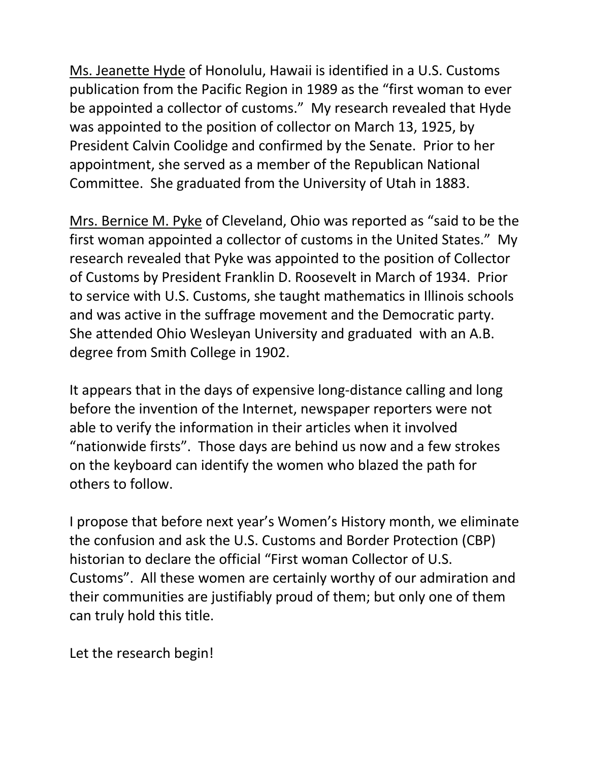Ms. Jeanette Hyde of Honolulu, Hawaii is identified in a U.S. Customs publication from the Pacific Region in 1989 as the "first woman to ever be appointed a collector of customs." My research revealed that Hyde was appointed to the position of collector on March 13, 1925, by President Calvin Coolidge and confirmed by the Senate. Prior to her appointment, she served as a member of the Republican National Committee. She graduated from the University of Utah in 1883.

Mrs. Bernice M. Pyke of Cleveland, Ohio was reported as "said to be the first woman appointed a collector of customs in the United States." My research revealed that Pyke was appointed to the position of Collector of Customs by President Franklin D. Roosevelt in March of 1934. Prior to service with U.S. Customs, she taught mathematics in Illinois schools and was active in the suffrage movement and the Democratic party. She attended Ohio Wesleyan University and graduated with an A.B. degree from Smith College in 1902.

It appears that in the days of expensive long-distance calling and long before the invention of the Internet, newspaper reporters were not able to verify the information in their articles when it involved "nationwide firsts". Those days are behind us now and a few strokes on the keyboard can identify the women who blazed the path for others to follow.

I propose that before next year's Women's History month, we eliminate the confusion and ask the U.S. Customs and Border Protection (CBP) historian to declare the official "First woman Collector of U.S. Customs". All these women are certainly worthy of our admiration and their communities are justifiably proud of them; but only one of them can truly hold this title.

Let the research begin!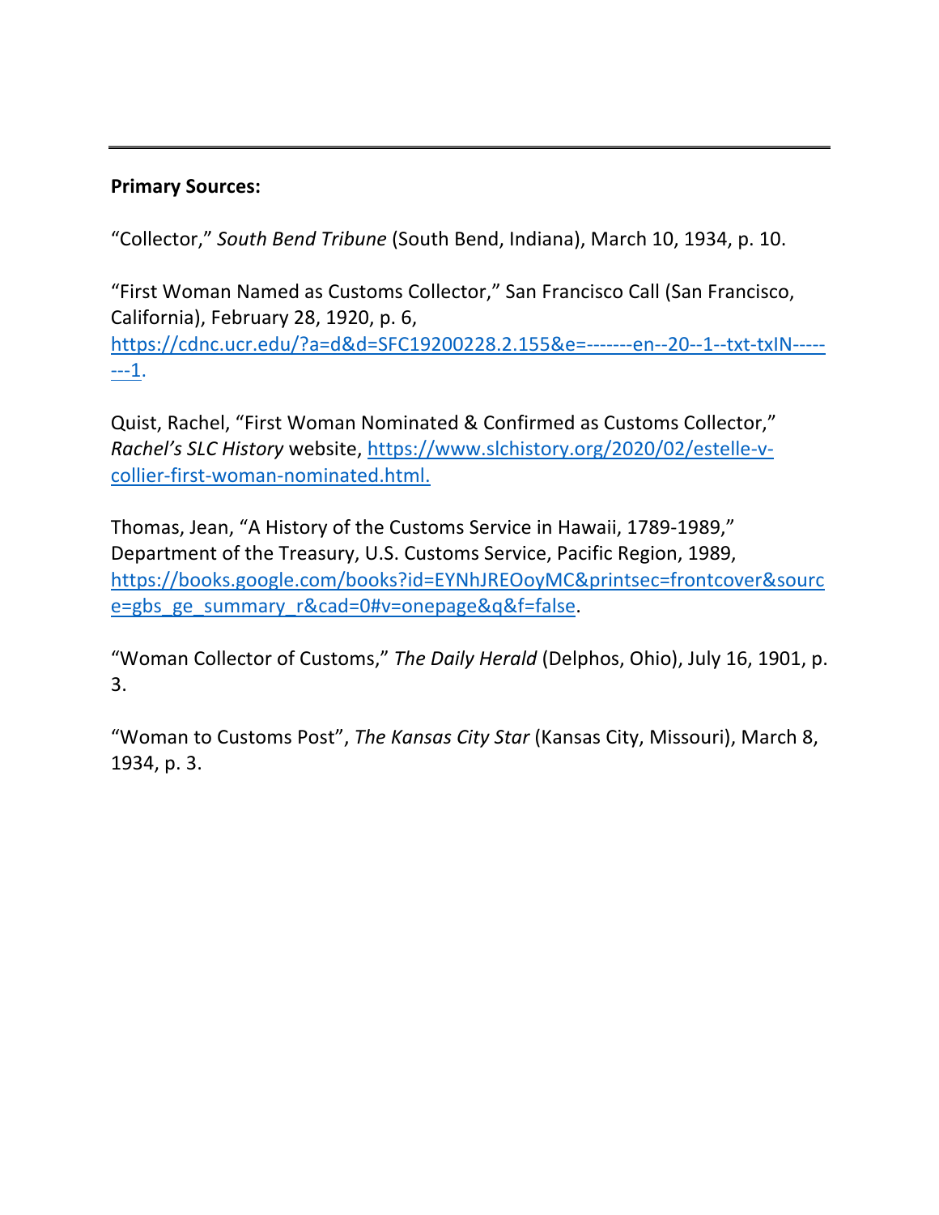---

**Primary Sources:**

"Collector," *South Bend Tribune* (South Bend, Indiana), March 10, 1934, p. 10.

"First Woman Named as Customs Collector," San Francisco Call (San Francisco, California), February 28, 1920, p. 6, https://cdnc.ucr.edu/?a=d&d=SFC19200228.2.155&e=-------en--20--1--txt-txIN--------1.

Quist, Rachel, "First Woman Nominated & Confirmed as Customs Collector," *Rachel's SLC History* website, https://www.slchistory.org/2020/02/estelle-v-collier-first-woman-nominated.html.

Thomas, Jean, "A History of the Customs Service in Hawaii, 1789-1989," Department of the Treasury, U.S. Customs Service, Pacific Region, 1989, https://books.google.com/books?id=EYNhJREOoyMC&printsec=frontcover&source=gbs_ge_summary_r&cad=0#v=onepage&q&f=false.

"Woman Collector of Customs," *The Daily Herald* (Delphos, Ohio), July 16, 1901, p. 3.

"Woman to Customs Post", *The Kansas City Star* (Kansas City, Missouri), March 8, 1934, p. 3.